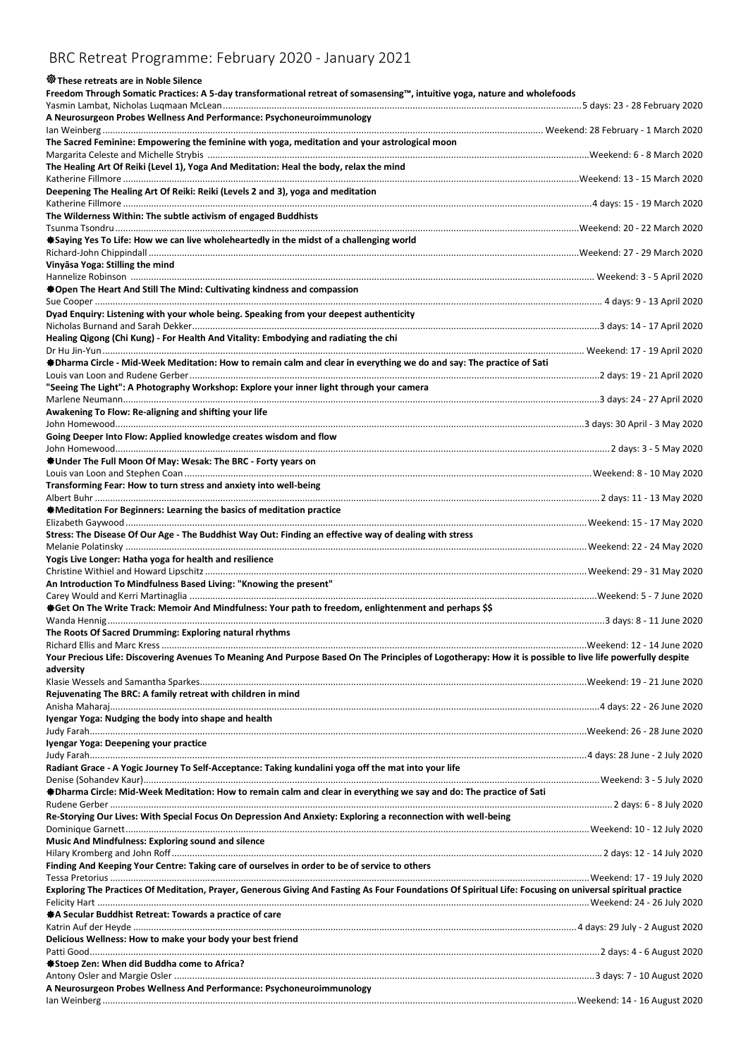# BRC Retreat Programme: February 2020 - January 2021

**❁ These retreats are in Noble Silence**

**Freedom Through Somatic Practices: A 5-day transformational retreat of somasensing™, intuitive yoga, nature and wholefoods**
Yasmin Lambat, Nicholas Luqmaan McLean ........ 5 days: 23 - 28 February 2020

**A Neurosurgeon Probes Wellness And Performance: Psychoneuroimmunology**
Ian Weinberg ........ Weekend: 28 February - 1 March 2020

**The Sacred Feminine: Empowering the feminine with yoga, meditation and your astrological moon**
Margarita Celeste and Michelle Strybis ........ Weekend: 6 - 8 March 2020

**The Healing Art Of Reiki (Level 1), Yoga And Meditation: Heal the body, relax the mind**
Katherine Fillmore ........ Weekend: 13 - 15 March 2020

**Deepening The Healing Art Of Reiki: Reiki (Levels 2 and 3), yoga and meditation**
Katherine Fillmore ........ 4 days: 15 - 19 March 2020

**The Wilderness Within: The subtle activism of engaged Buddhists**
Tsunma Tsondru ........ Weekend: 20 - 22 March 2020

**❁ Saying Yes To Life: How we can live wholeheartedly in the midst of a challenging world**
Richard-John Chippindall ........ Weekend: 27 - 29 March 2020

**Vinyāsa Yoga: Stilling the mind**
Hannelize Robinson ........ Weekend: 3 - 5 April 2020

**❁ Open The Heart And Still The Mind: Cultivating kindness and compassion**
Sue Cooper ........ 4 days: 9 - 13 April 2020

**Dyad Enquiry: Listening with your whole being. Speaking from your deepest authenticity**
Nicholas Burnand and Sarah Dekker ........ 3 days: 14 - 17 April 2020

**Healing Qigong (Chi Kung) - For Health And Vitality: Embodying and radiating the chi**
Dr Hu Jin-Yun ........ Weekend: 17 - 19 April 2020

**❁ Dharma Circle - Mid-Week Meditation: How to remain calm and clear in everything we do and say: The practice of Sati**
Louis van Loon and Rudene Gerber ........ 2 days: 19 - 21 April 2020

**"Seeing The Light": A Photography Workshop: Explore your inner light through your camera**
Marlene Neumann ........ 3 days: 24 - 27 April 2020

**Awakening To Flow: Re-aligning and shifting your life**
John Homewood ........ 3 days: 30 April - 3 May 2020

**Going Deeper Into Flow: Applied knowledge creates wisdom and flow**
John Homewood ........ 2 days: 3 - 5 May 2020

**❁ Under The Full Moon Of May: Wesak: The BRC - Forty years on**
Louis van Loon and Stephen Coan ........ Weekend: 8 - 10 May 2020

**Transforming Fear: How to turn stress and anxiety into well-being**
Albert Buhr ........ 2 days: 11 - 13 May 2020

**❁ Meditation For Beginners: Learning the basics of meditation practice**
Elizabeth Gaywood ........ Weekend: 15 - 17 May 2020

**Stress: The Disease Of Our Age - The Buddhist Way Out: Finding an effective way of dealing with stress**
Melanie Polatinsky ........ Weekend: 22 - 24 May 2020

**Yogis Live Longer: Hatha yoga for health and resilience**
Christine Withiel and Howard Lipschitz ........ Weekend: 29 - 31 May 2020

**An Introduction To Mindfulness Based Living: "Knowing the present"**
Carey Would and Kerri Martinaglia ........ Weekend: 5 - 7 June 2020

**❁ Get On The Write Track: Memoir And Mindfulness: Your path to freedom, enlightenment and perhaps $$**
Wanda Hennig ........ 3 days: 8 - 11 June 2020

**The Roots Of Sacred Drumming: Exploring natural rhythms**
Richard Ellis and Marc Kress ........ Weekend: 12 - 14 June 2020

**Your Precious Life: Discovering Avenues To Meaning And Purpose Based On The Principles of Logotherapy: How it is possible to live life powerfully despite adversity**
Klasie Wessels and Samantha Sparkes ........ Weekend: 19 - 21 June 2020

**Rejuvenating The BRC: A family retreat with children in mind**
Anisha Maharaj ........ 4 days: 22 - 26 June 2020

**Iyengar Yoga: Nudging the body into shape and health**
Judy Farah ........ Weekend: 26 - 28 June 2020

**Iyengar Yoga: Deepening your practice**
Judy Farah ........ 4 days: 28 June - 2 July 2020

**Radiant Grace - A Yogic Journey To Self-Acceptance: Taking kundalini yoga off the mat into your life**
Denise (Sohandev Kaur) ........ Weekend: 3 - 5 July 2020

**❁ Dharma Circle: Mid-Week Meditation: How to remain calm and clear in everything we say and do: The practice of Sati**
Rudene Gerber ........ 2 days: 6 - 8 July 2020

**Re-Storying Our Lives: With Special Focus On Depression And Anxiety: Exploring a reconnection with well-being**
Dominique Garnett ........ Weekend: 10 - 12 July 2020

**Music And Mindfulness: Exploring sound and silence**
Hilary Kromberg and John Roff ........ 2 days: 12 - 14 July 2020

**Finding And Keeping Your Centre: Taking care of ourselves in order to be of service to others**
Tessa Pretorius ........ Weekend: 17 - 19 July 2020

**Exploring The Practices Of Meditation, Prayer, Generous Giving And Fasting As Four Foundations Of Spiritual Life: Focusing on universal spiritual practice**
Felicity Hart ........ Weekend: 24 - 26 July 2020

**❁ A Secular Buddhist Retreat: Towards a practice of care**
Katrin Auf der Heyde ........ 4 days: 29 July - 2 August 2020

**Delicious Wellness: How to make your body your best friend**
Patti Good ........ 2 days: 4 - 6 August 2020

**❁ Stoep Zen: When did Buddha come to Africa?**
Antony Osler and Margie Osler ........ 3 days: 7 - 10 August 2020

**A Neurosurgeon Probes Wellness And Performance: Psychoneuroimmunology**
Ian Weinberg ........ Weekend: 14 - 16 August 2020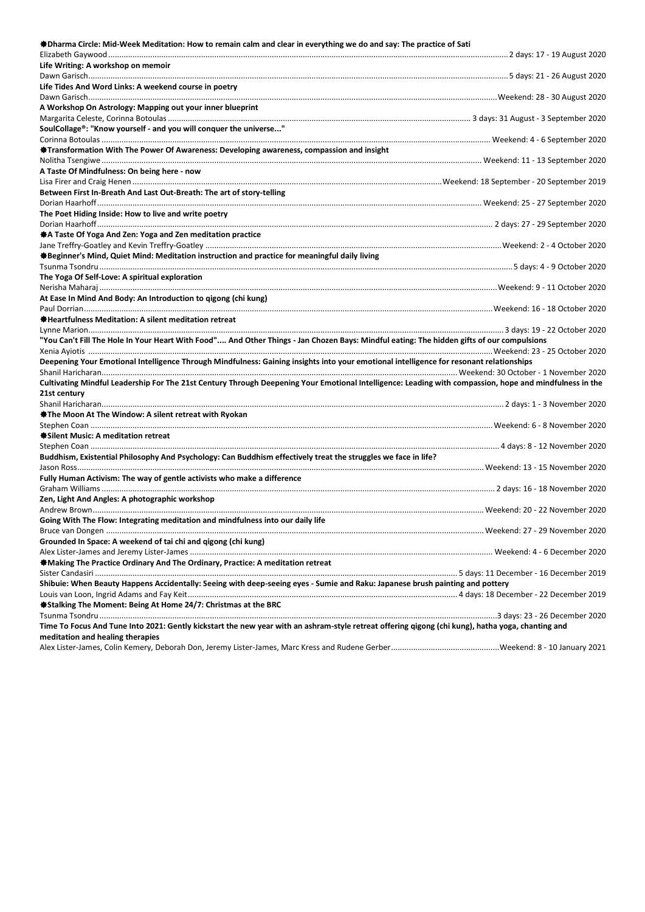**❋Dharma Circle: Mid-Week Meditation: How to remain calm and clear in everything we do and say: The practice of Sati**
Elizabeth Gaywood............................................................2 days: 17 - 19 August 2020

**Life Writing: A workshop on memoir**
Dawn Garisch............................................................5 days: 21 - 26 August 2020

**Life Tides And Word Links: A weekend course in poetry**
Dawn Garisch............................................................Weekend: 28 - 30 August 2020

**A Workshop On Astrology: Mapping out your inner blueprint**
Margarita Celeste, Corinna Botoulas............................................................3 days: 31 August - 3 September 2020

**SoulCollage®: "Know yourself - and you will conquer the universe..."**
Corinna Botoulas............................................................Weekend: 4 - 6 September 2020

**❋Transformation With The Power Of Awareness: Developing awareness, compassion and insight**
Nolitha Tsengiwe............................................................Weekend: 11 - 13 September 2020

**A Taste Of Mindfulness: On being here - now**
Lisa Firer and Craig Henen............................................................Weekend: 18 September - 20 September 2019

**Between First In-Breath And Last Out-Breath: The art of story-telling**
Dorian Haarhoff............................................................Weekend: 25 - 27 September 2020

**The Poet Hiding Inside: How to live and write poetry**
Dorian Haarhoff............................................................2 days: 27 - 29 September 2020

**❋A Taste Of Yoga And Zen: Yoga and Zen meditation practice**
Jane Treffry-Goatley and Kevin Treffry-Goatley............................................................Weekend: 2 - 4 October 2020

**❋Beginner's Mind, Quiet Mind: Meditation instruction and practice for meaningful daily living**
Tsunma Tsondru............................................................5 days: 4 - 9 October 2020

**The Yoga Of Self-Love: A spiritual exploration**
Nerisha Maharaj............................................................Weekend: 9 - 11 October 2020

**At Ease In Mind And Body: An Introduction to qigong (chi kung)**
Paul Dorrian............................................................Weekend: 16 - 18 October 2020

**❋Heartfulness Meditation: A silent meditation retreat**
Lynne Marion............................................................3 days: 19 - 22 October 2020

**"You Can't Fill The Hole In Your Heart With Food".... And Other Things - Jan Chozen Bays: Mindful eating: The hidden gifts of our compulsions**
Xenia Ayiotis............................................................Weekend: 23 - 25 October 2020

**Deepening Your Emotional Intelligence Through Mindfulness: Gaining insights into your emotional intelligence for resonant relationships**
Shanil Haricharan............................................................Weekend: 30 October - 1 November 2020

**Cultivating Mindful Leadership For The 21st Century Through Deepening Your Emotional Intelligence: Leading with compassion, hope and mindfulness in the 21st century**
Shanil Haricharan............................................................2 days: 1 - 3 November 2020

**❋The Moon At The Window: A silent retreat with Ryokan**
Stephen Coan............................................................Weekend: 6 - 8 November 2020

**❋Silent Music: A meditation retreat**
Stephen Coan............................................................4 days: 8 - 12 November 2020

**Buddhism, Existential Philosophy And Psychology: Can Buddhism effectively treat the struggles we face in life?**
Jason Ross............................................................Weekend: 13 - 15 November 2020

**Fully Human Activism: The way of gentle activists who make a difference**
Graham Williams............................................................2 days: 16 - 18 November 2020

**Zen, Light And Angles: A photographic workshop**
Andrew Brown............................................................Weekend: 20 - 22 November 2020

**Going With The Flow: Integrating meditation and mindfulness into our daily life**
Bruce van Dongen............................................................Weekend: 27 - 29 November 2020

**Grounded In Space: A weekend of tai chi and qigong (chi kung)**
Alex Lister-James and Jeremy Lister-James............................................................Weekend: 4 - 6 December 2020

**❋Making The Practice Ordinary And The Ordinary, Practice: A meditation retreat**
Sister Candasiri............................................................5 days: 11 December - 16 December 2019

**Shibuie: When Beauty Happens Accidentally: Seeing with deep-seeing eyes - Sumie and Raku: Japanese brush painting and pottery**
Louis van Loon, Ingrid Adams and Fay Keit............................................................4 days: 18 December - 22 December 2019

**❋Stalking The Moment: Being At Home 24/7: Christmas at the BRC**
Tsunma Tsondru............................................................3 days: 23 - 26 December 2020

**Time To Focus And Tune Into 2021: Gently kickstart the new year with an ashram-style retreat offering qigong (chi kung), hatha yoga, chanting and meditation and healing therapies**
Alex Lister-James, Colin Kemery, Deborah Don, Jeremy Lister-James, Marc Kress and Rudene Gerber............................................................Weekend: 8 - 10 January 2021